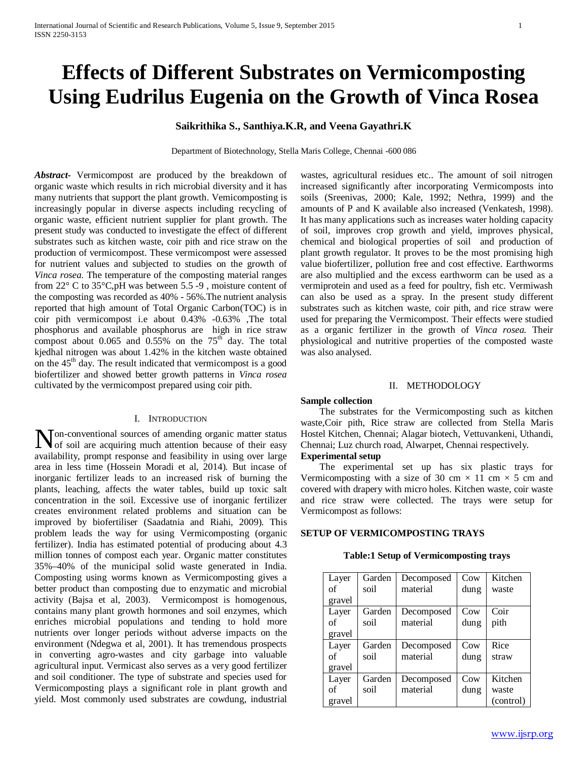# Effects of Different Substrates on Vermicomposting Using Eudrilus Eugenia on the Growth of Vinca Rosea

**Saikrithika S., Santhiya.K.R, and Veena Gayathri.K**

Department of Biotechnology, Stella Maris College, Chennai -600 086

***Abstract-*** Vermicompost are produced by the breakdown of organic waste which results in rich microbial diversity and it has many nutrients that support the plant growth. Vemicomposting is increasingly popular in diverse aspects including recycling of organic waste, efficient nutrient supplier for plant growth. The present study was conducted to investigate the effect of different substrates such as kitchen waste, coir pith and rice straw on the production of vermicompost. These vermicompost were assessed for nutrient values and subjected to studies on the growth of *Vinca rosea*. The temperature of the composting material ranges from 22° C to 35°C,pH was between 5.5 -9 , moisture content of the composting was recorded as 40% - 56%.The nutrient analysis reported that high amount of Total Organic Carbon(TOC) is in coir pith vermicompost i.e about 0.43% -0.63% ,The total phosphorus and available phosphorus are high in rice straw compost about 0.065 and 0.55% on the $75^{th}$ day. The total kjedhal nitrogen was about 1.42% in the kitchen waste obtained on the $45^{th}$ day. The result indicated that vermicompost is a good biofertilizer and showed better growth patterns in *Vinca rosea* cultivated by the vermicompost prepared using coir pith.

## I. Introduction

Non-conventional sources of amending organic matter status of soil are acquiring much attention because of their easy availability, prompt response and feasibility in using over large area in less time (Hossein Moradi et al, 2014). But incase of inorganic fertilizer leads to an increased risk of burning the plants, leaching, affects the water tables, build up toxic salt concentration in the soil. Excessive use of inorganic fertilizer creates environment related problems and situation can be improved by biofertiliser (Saadatnia and Riahi, 2009). This problem leads the way for using Vermicomposting (organic fertilizer). India has estimated potential of producing about 4.3 million tonnes of compost each year. Organic matter constitutes 35%–40% of the municipal solid waste generated in India. Composting using worms known as Vermicomposting gives a better product than composting due to enzymatic and microbial activity (Bajsa et al, 2003). Vermicompost is homogenous, contains many plant growth hormones and soil enzymes, which enriches microbial populations and tending to hold more nutrients over longer periods without adverse impacts on the environment (Ndegwa et al, 2001). It has tremendous prospects in converting agro-wastes and city garbage into valuable agricultural input. Vermicast also serves as a very good fertilizer and soil conditioner. The type of substrate and species used for Vermicomposting plays a significant role in plant growth and yield. Most commonly used substrates are cowdung, industrial wastes, agricultural residues etc.. The amount of soil nitrogen increased significantly after incorporating Vermicomposts into soils (Sreenivas, 2000; Kale, 1992; Nethra, 1999) and the amounts of P and K available also increased (Venkatesh, 1998). It has many applications such as increases water holding capacity of soil, improves crop growth and yield, improves physical, chemical and biological properties of soil and production of plant growth regulator. It proves to be the most promising high value biofertilizer, pollution free and cost effective. Earthworms are also multiplied and the excess earthworm can be used as a vermiprotein and used as a feed for poultry, fish etc. Vermiwash can also be used as a spray. In the present study different substrates such as kitchen waste, coir pith, and rice straw were used for preparing the Vermicompost. Their effects were studied as a organic fertilizer in the growth of *Vinca rosea.* Their physiological and nutritive properties of the composted waste was also analysed.

## II. Methodology

**Sample collection**

The substrates for the Vermicomposting such as kitchen waste,Coir pith, Rice straw are collected from Stella Maris Hostel Kitchen, Chennai; Alagar biotech, Vettuvankeni, Uthandi, Chennai; Luz church road, Alwarpet, Chennai respectively.

**Experimental setup**

The experimental set up has six plastic trays for Vermicomposting with a size of 30 cm × 11 cm × 5 cm and covered with drapery with micro holes. Kitchen waste, coir waste and rice straw were collected. The trays were setup for Vermicompost as follows:

**SETUP OF VERMICOMPOSTING TRAYS**

**Table:1 Setup of Vermicomposting trays**

| | | | | |
|---|---|---|---|---|
| Layer of gravel | Garden soil | Decomposed material | Cow dung | Kitchen waste |
| Layer of gravel | Garden soil | Decomposed material | Cow dung | Coir pith |
| Layer of gravel | Garden soil | Decomposed material | Cow dung | Rice straw |
| Layer of gravel | Garden soil | Decomposed material | Cow dung | Kitchen waste (control) |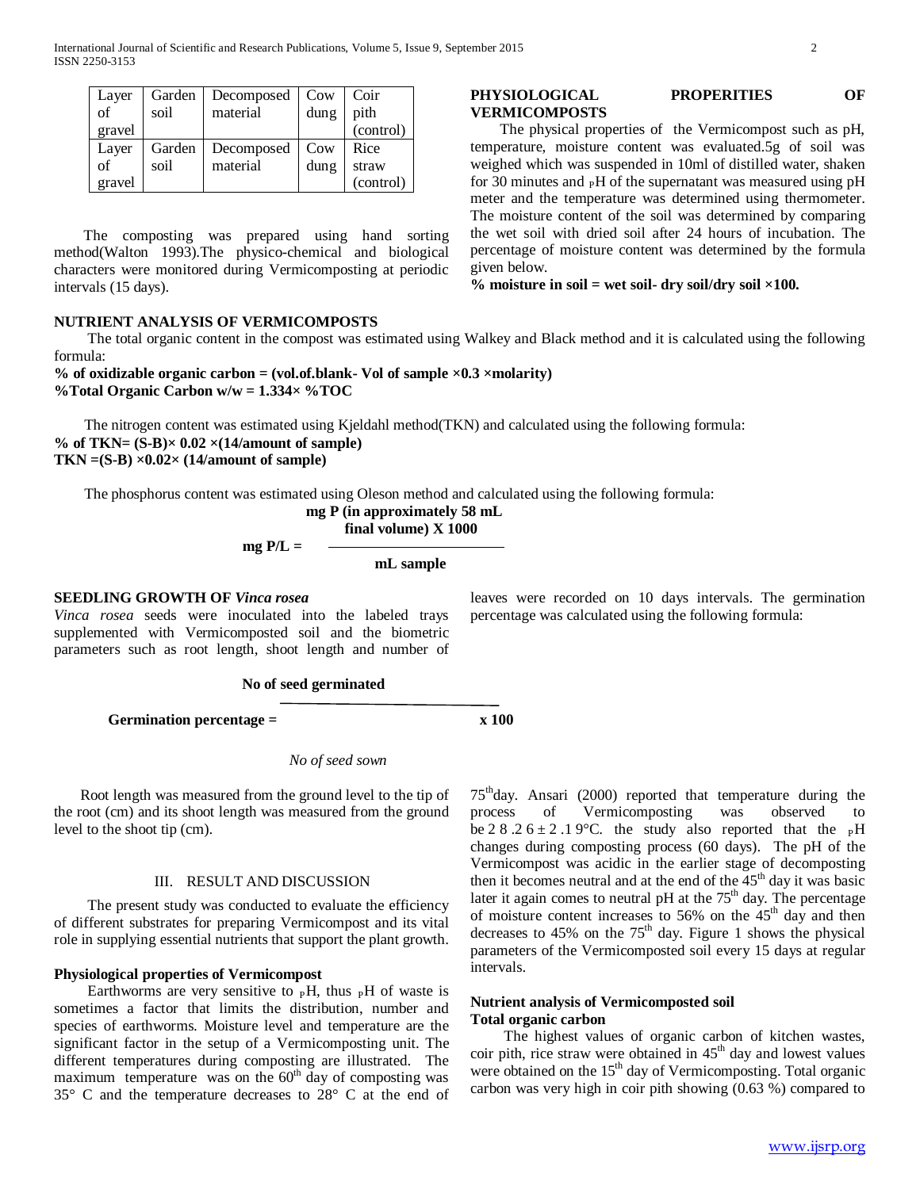| Layer of gravel | Garden soil | Decomposed material | Cow dung | Coir pith (control) |
|---|---|---|---|---|
| Layer of gravel | Garden soil | Decomposed material | Cow dung | Rice straw (control) |

The composting was prepared using hand sorting method(Walton 1993).The physico-chemical and biological characters were monitored during Vermicomposting at periodic intervals (15 days).

## PHYSIOLOGICAL PROPERITIES OF VERMICOMPOSTS

The physical properties of the Vermicompost such as pH, temperature, moisture content was evaluated.5g of soil was weighed which was suspended in 10ml of distilled water, shaken for 30 minutes and $_P$H of the supernatant was measured using pH meter and the temperature was determined using thermometer. The moisture content of the soil was determined by comparing the wet soil with dried soil after 24 hours of incubation. The percentage of moisture content was determined by the formula given below.

**% moisture in soil = wet soil- dry soil/dry soil ×100.**

## NUTRIENT ANALYSIS OF VERMICOMPOSTS

The total organic content in the compost was estimated using Walkey and Black method and it is calculated using the following formula:

**% of oxidizable organic carbon = (vol.of.blank- Vol of sample ×0.3 ×molarity)**
**%Total Organic Carbon w/w = 1.334× %TOC**

The nitrogen content was estimated using Kjeldahl method(TKN) and calculated using the following formula:

**% of TKN= (S-B)× 0.02 ×(14/amount of sample)**
**TKN =(S-B) ×0.02× (14/amount of sample)**

The phosphorus content was estimated using Oleson method and calculated using the following formula:

$$\text{mg P/L} = \frac{\text{mg P (in approximately 58 mL final volume)} \times 1000}{\text{mL sample}}$$

## SEEDLING GROWTH OF *Vinca rosea*

*Vinca rosea* seeds were inoculated into the labeled trays supplemented with Vermicomposted soil and the biometric parameters such as root length, shoot length and number of leaves were recorded on 10 days intervals. The germination percentage was calculated using the following formula:

$$\text{Germination percentage} = \frac{\text{No of seed germinated}}{\text{No of seed sown}} \times 100$$

Root length was measured from the ground level to the tip of the root (cm) and its shoot length was measured from the ground level to the shoot tip (cm).

# III. RESULT AND DISCUSSION

The present study was conducted to evaluate the efficiency of different substrates for preparing Vermicompost and its vital role in supplying essential nutrients that support the plant growth.

### Physiological properties of Vermicompost

Earthworms are very sensitive to $_P$H, thus $_P$H of waste is sometimes a factor that limits the distribution, number and species of earthworms. Moisture level and temperature are the significant factor in the setup of a Vermicomposting unit. The different temperatures during composting are illustrated. The maximum temperature was on the 60$^{th}$ day of composting was 35° C and the temperature decreases to 28° C at the end of 75$^{th}$day. Ansari (2000) reported that temperature during the process of Vermicomposting was observed to be 2 8 .2 6 ± 2 .1 9°C. the study also reported that the $_P$H changes during composting process (60 days). The pH of the Vermicompost was acidic in the earlier stage of decomposting then it becomes neutral and at the end of the 45$^{th}$ day it was basic later it again comes to neutral pH at the 75$^{th}$ day. The percentage of moisture content increases to 56% on the 45$^{th}$ day and then decreases to 45% on the 75$^{th}$ day. Figure 1 shows the physical parameters of the Vermicomposted soil every 15 days at regular intervals.

### Nutrient analysis of Vermicomposted soil

### Total organic carbon

The highest values of organic carbon of kitchen wastes, coir pith, rice straw were obtained in 45$^{th}$ day and lowest values were obtained on the 15$^{th}$ day of Vermicomposting. Total organic carbon was very high in coir pith showing (0.63 %) compared to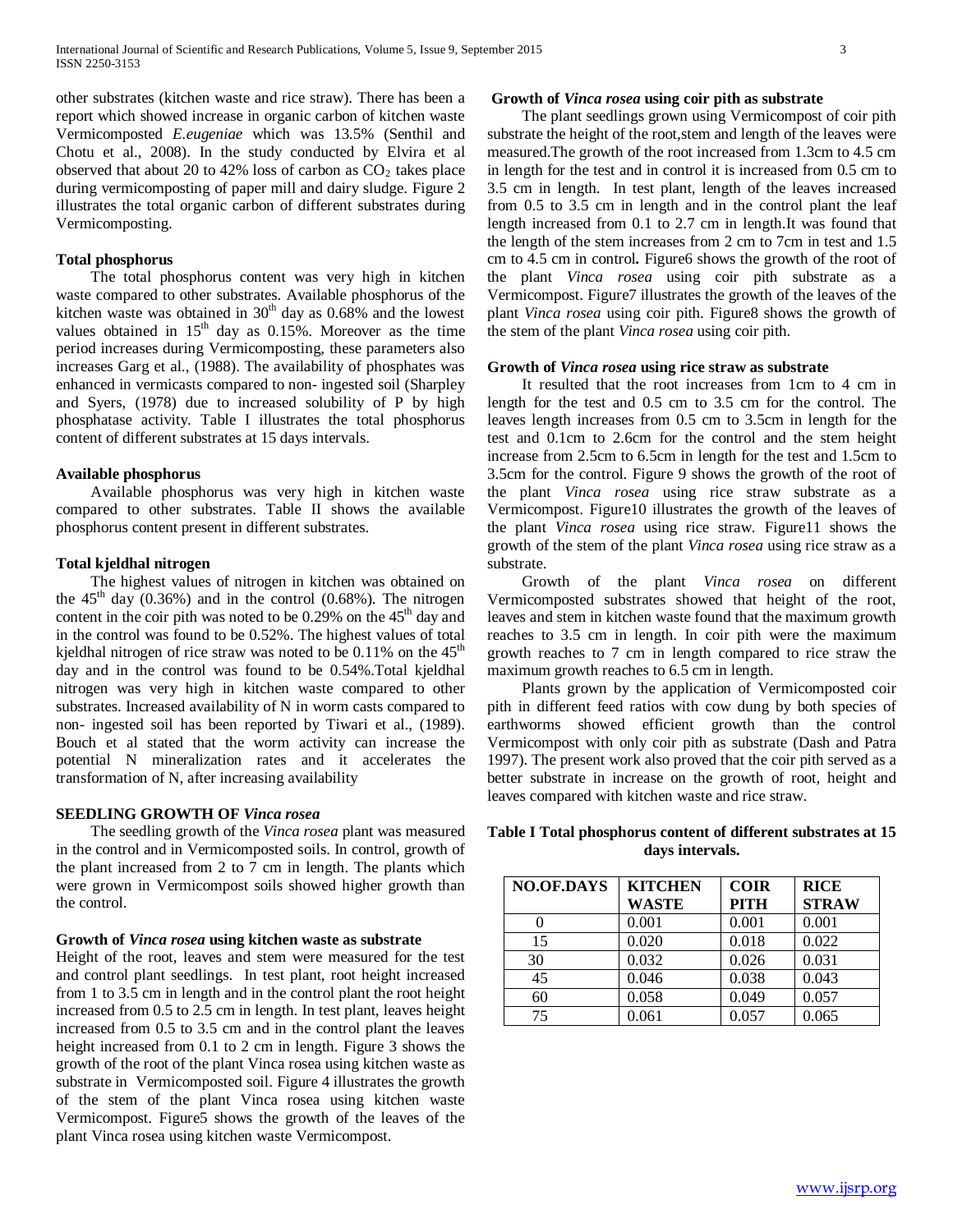other substrates (kitchen waste and rice straw). There has been a report which showed increase in organic carbon of kitchen waste Vermicomposted *E.eugeniae* which was 13.5% (Senthil and Chotu et al., 2008). In the study conducted by Elvira et al observed that about 20 to 42% loss of carbon as $CO_2$ takes place during vermicomposting of paper mill and dairy sludge. Figure 2 illustrates the total organic carbon of different substrates during Vermicomposting.

**Total phosphorus**

The total phosphorus content was very high in kitchen waste compared to other substrates. Available phosphorus of the kitchen waste was obtained in $30^{th}$ day as 0.68% and the lowest values obtained in $15^{th}$ day as 0.15%. Moreover as the time period increases during Vermicomposting, these parameters also increases Garg et al., (1988). The availability of phosphates was enhanced in vermicasts compared to non- ingested soil (Sharpley and Syers, (1978) due to increased solubility of P by high phosphatase activity. Table I illustrates the total phosphorus content of different substrates at 15 days intervals.

**Available phosphorus**

Available phosphorus was very high in kitchen waste compared to other substrates. Table II shows the available phosphorus content present in different substrates.

**Total kjeldhal nitrogen**

The highest values of nitrogen in kitchen was obtained on the $45^{th}$ day (0.36%) and in the control (0.68%). The nitrogen content in the coir pith was noted to be 0.29% on the $45^{th}$ day and in the control was found to be 0.52%. The highest values of total kjeldhal nitrogen of rice straw was noted to be 0.11% on the $45^{th}$ day and in the control was found to be 0.54%.Total kjeldhal nitrogen was very high in kitchen waste compared to other substrates. Increased availability of N in worm casts compared to non- ingested soil has been reported by Tiwari et al., (1989). Bouch et al stated that the worm activity can increase the potential N mineralization rates and it accelerates the transformation of N, after increasing availability

**SEEDLING GROWTH OF *Vinca rosea***

The seedling growth of the *Vinca rosea* plant was measured in the control and in Vermicomposted soils. In control, growth of the plant increased from 2 to 7 cm in length. The plants which were grown in Vermicompost soils showed higher growth than the control.

**Growth of *Vinca rosea* using kitchen waste as substrate**

Height of the root, leaves and stem were measured for the test and control plant seedlings. In test plant, root height increased from 1 to 3.5 cm in length and in the control plant the root height increased from 0.5 to 2.5 cm in length. In test plant, leaves height increased from 0.5 to 3.5 cm and in the control plant the leaves height increased from 0.1 to 2 cm in length. Figure 3 shows the growth of the root of the plant Vinca rosea using kitchen waste as substrate in Vermicomposted soil. Figure 4 illustrates the growth of the stem of the plant Vinca rosea using kitchen waste Vermicompost. Figure5 shows the growth of the leaves of the plant Vinca rosea using kitchen waste Vermicompost.

**Growth of *Vinca rosea* using coir pith as substrate**

The plant seedlings grown using Vermicompost of coir pith substrate the height of the root,stem and length of the leaves were measured.The growth of the root increased from 1.3cm to 4.5 cm in length for the test and in control it is increased from 0.5 cm to 3.5 cm in length. In test plant, length of the leaves increased from 0.5 to 3.5 cm in length and in the control plant the leaf length increased from 0.1 to 2.7 cm in length.It was found that the length of the stem increases from 2 cm to 7cm in test and 1.5 cm to 4.5 cm in control**.** Figure6 shows the growth of the root of the plant *Vinca rosea* using coir pith substrate as a Vermicompost. Figure7 illustrates the growth of the leaves of the plant *Vinca rosea* using coir pith. Figure8 shows the growth of the stem of the plant *Vinca rosea* using coir pith.

**Growth of *Vinca rosea* using rice straw as substrate**

It resulted that the root increases from 1cm to 4 cm in length for the test and 0.5 cm to 3.5 cm for the control. The leaves length increases from 0.5 cm to 3.5cm in length for the test and 0.1cm to 2.6cm for the control and the stem height increase from 2.5cm to 6.5cm in length for the test and 1.5cm to 3.5cm for the control. Figure 9 shows the growth of the root of the plant *Vinca rosea* using rice straw substrate as a Vermicompost. Figure10 illustrates the growth of the leaves of the plant *Vinca rosea* using rice straw. Figure11 shows the growth of the stem of the plant *Vinca rosea* using rice straw as a substrate.

Growth of the plant *Vinca rosea* on different Vermicomposted substrates showed that height of the root, leaves and stem in kitchen waste found that the maximum growth reaches to 3.5 cm in length. In coir pith were the maximum growth reaches to 7 cm in length compared to rice straw the maximum growth reaches to 6.5 cm in length.

Plants grown by the application of Vermicomposted coir pith in different feed ratios with cow dung by both species of earthworms showed efficient growth than the control Vermicompost with only coir pith as substrate (Dash and Patra 1997). The present work also proved that the coir pith served as a better substrate in increase on the growth of root, height and leaves compared with kitchen waste and rice straw.

**Table I Total phosphorus content of different substrates at 15 days intervals.**

| NO.OF.DAYS | KITCHEN WASTE | COIR PITH | RICE STRAW |
|---|---|---|---|
| 0 | 0.001 | 0.001 | 0.001 |
| 15 | 0.020 | 0.018 | 0.022 |
| 30 | 0.032 | 0.026 | 0.031 |
| 45 | 0.046 | 0.038 | 0.043 |
| 60 | 0.058 | 0.049 | 0.057 |
| 75 | 0.061 | 0.057 | 0.065 |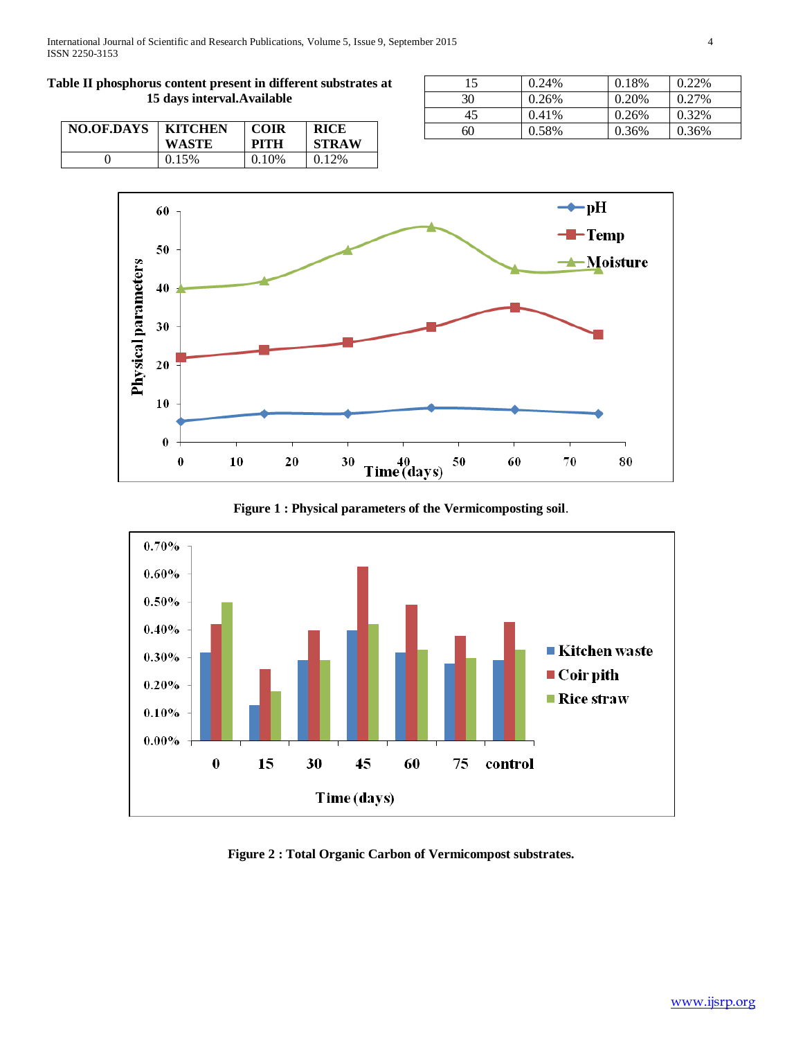**Table II phosphorus content present in different substrates at 15 days interval.Available**

| NO.OF.DAYS | KITCHEN WASTE | COIR PITH | RICE STRAW |
|---|---|---|---|
| 0 | 0.15% | 0.10% | 0.12% |
| 15 | 0.24% | 0.18% | 0.22% |
| 30 | 0.26% | 0.20% | 0.27% |
| 45 | 0.41% | 0.26% | 0.32% |
| 60 | 0.58% | 0.36% | 0.36% |

**Figure 1 : Physical parameters of the Vermicomposting soil**.

**Figure 2 : Total Organic Carbon of Vermicompost substrates.**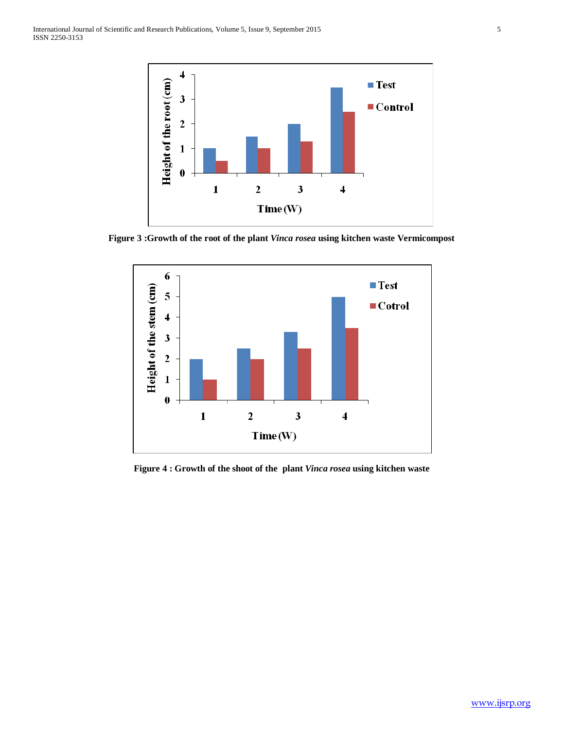Figure 3 :Growth of the root of the plant *Vinca rosea* using kitchen waste Vermicompost

Figure 4 : Growth of the shoot of the plant *Vinca rosea* using kitchen waste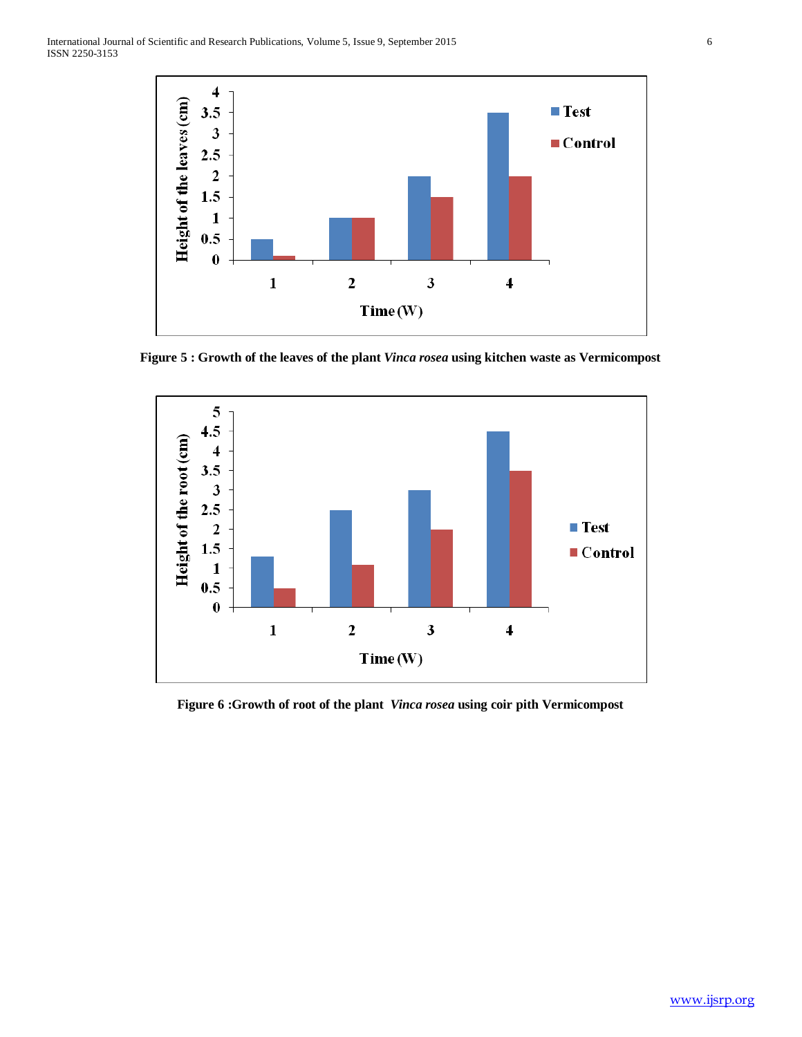**Figure 5 : Growth of the leaves of the plant *Vinca rosea* using kitchen waste as Vermicompost**

**Figure 6 :Growth of root of the plant *Vinca rosea* using coir pith Vermicompost**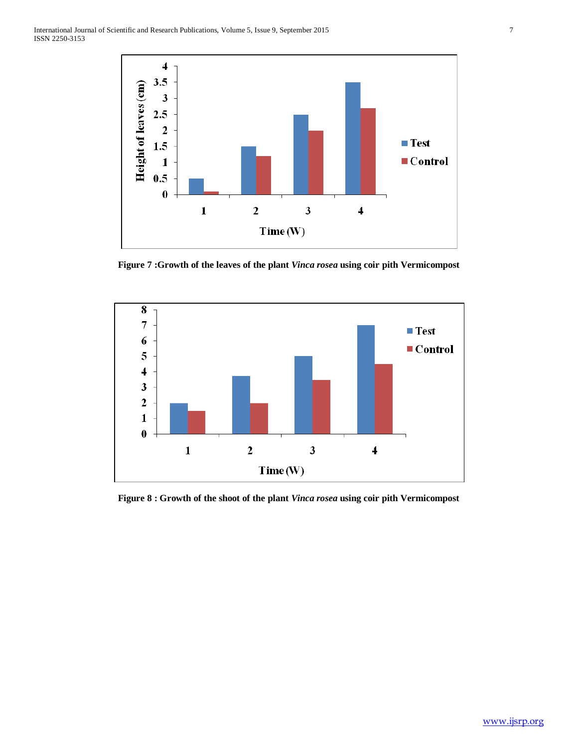Figure 7 :Growth of the leaves of the plant *Vinca rosea* using coir pith Vermicompost

Figure 8 : Growth of the shoot of the plant *Vinca rosea* using coir pith Vermicompost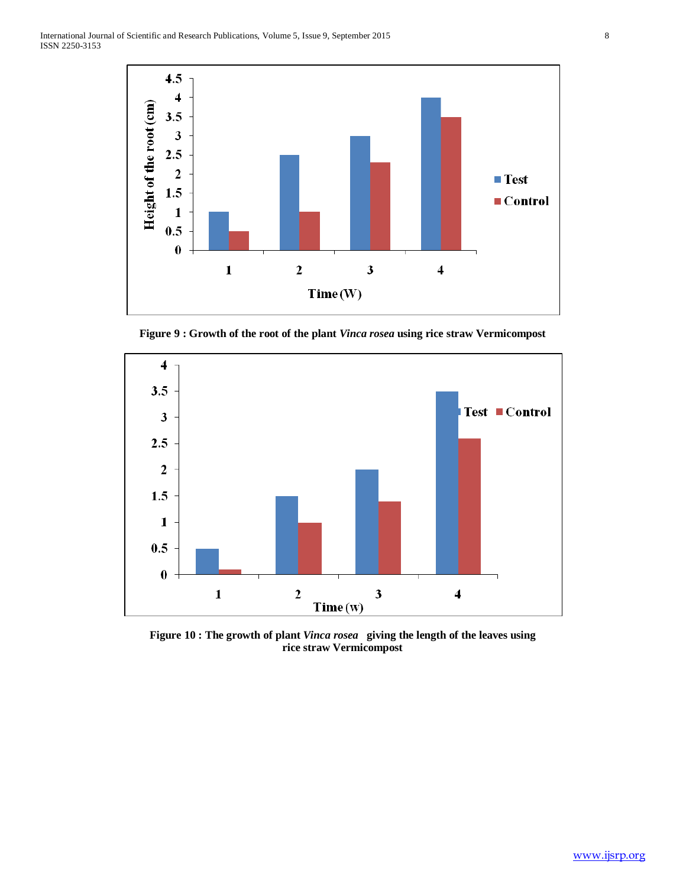Figure 9 : Growth of the root of the plant *Vinca rosea* using rice straw Vermicompost

Figure 10 : The growth of plant *Vinca rosea* giving the length of the leaves using rice straw Vermicompost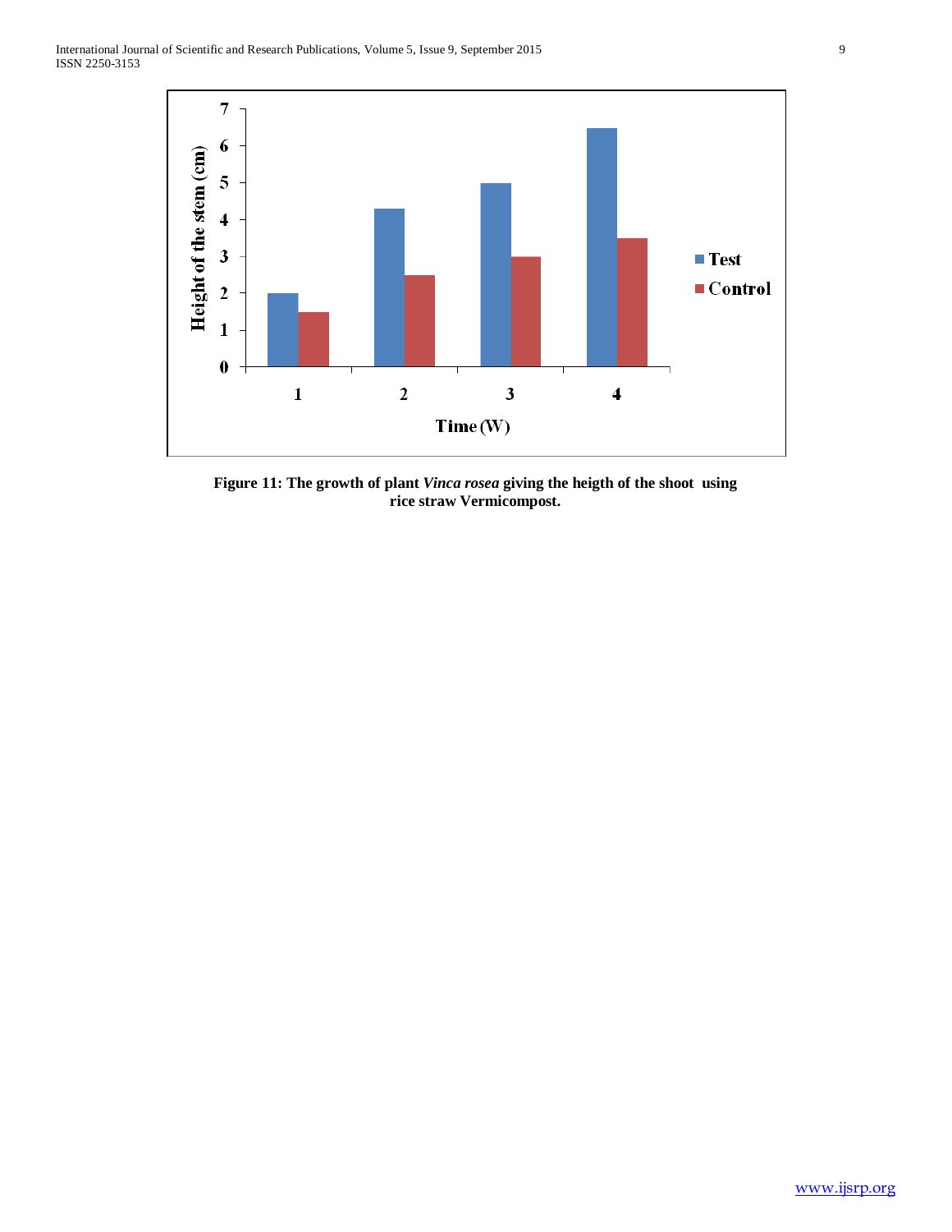**Figure 11: The growth of plant *Vinca rosea* giving the heigth of the shoot using rice straw Vermicompost.**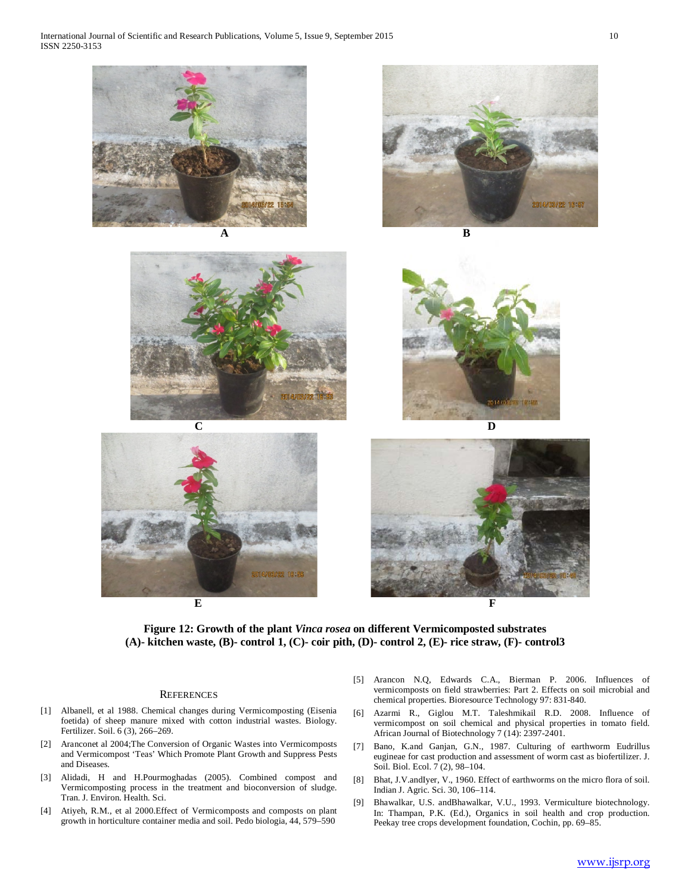A

B

C

D

E

F

**Figure 12: Growth of the plant *Vinca rosea* on different Vermicomposted substrates (A)- kitchen waste, (B)- control 1, (C)- coir pith, (D)- control 2, (E)- rice straw, (F)- control3**

## REFERENCES

[1] Albanell, et al 1988. Chemical changes during Vermicomposting (Eisenia foetida) of sheep manure mixed with cotton industrial wastes. Biology. Fertilizer. Soil. 6 (3), 266–269.

[2] Aranconet al 2004;The Conversion of Organic Wastes into Vermicomposts and Vermicompost 'Teas' Which Promote Plant Growth and Suppress Pests and Diseases.

[3] Alidadi, H and H.Pourmoghadas (2005). Combined compost and Vermicomposting process in the treatment and bioconversion of sludge. Tran. J. Environ. Health. Sci.

[4] Atiyeh, R.M., et al 2000.Effect of Vermicomposts and composts on plant growth in horticulture container media and soil. Pedo biologia, 44, 579–590

[5] Arancon N.Q, Edwards C.A., Bierman P. 2006. Influences of vermicomposts on field strawberries: Part 2. Effects on soil microbial and chemical properties. Bioresource Technology 97: 831-840.

[6] Azarmi R., Giglou M.T. Taleshmikail R.D. 2008. Influence of vermicompost on soil chemical and physical properties in tomato field. African Journal of Biotechnology 7 (14): 2397-2401.

[7] Bano, K.and Ganjan, G.N., 1987. Culturing of earthworm Eudrillus eugineae for cast production and assessment of worm cast as biofertilizer. J. Soil. Biol. Ecol. 7 (2), 98–104.

[8] Bhat, J.V.andIyer, V., 1960. Effect of earthworms on the micro flora of soil. Indian J. Agric. Sci. 30, 106–114.

[9] Bhawalkar, U.S. andBhawalkar, V.U., 1993. Verniculture biotechnology. In: Thampan, P.K. (Ed.), Organics in soil health and crop production. Peekay tree crops development foundation, Cochin, pp. 69–85.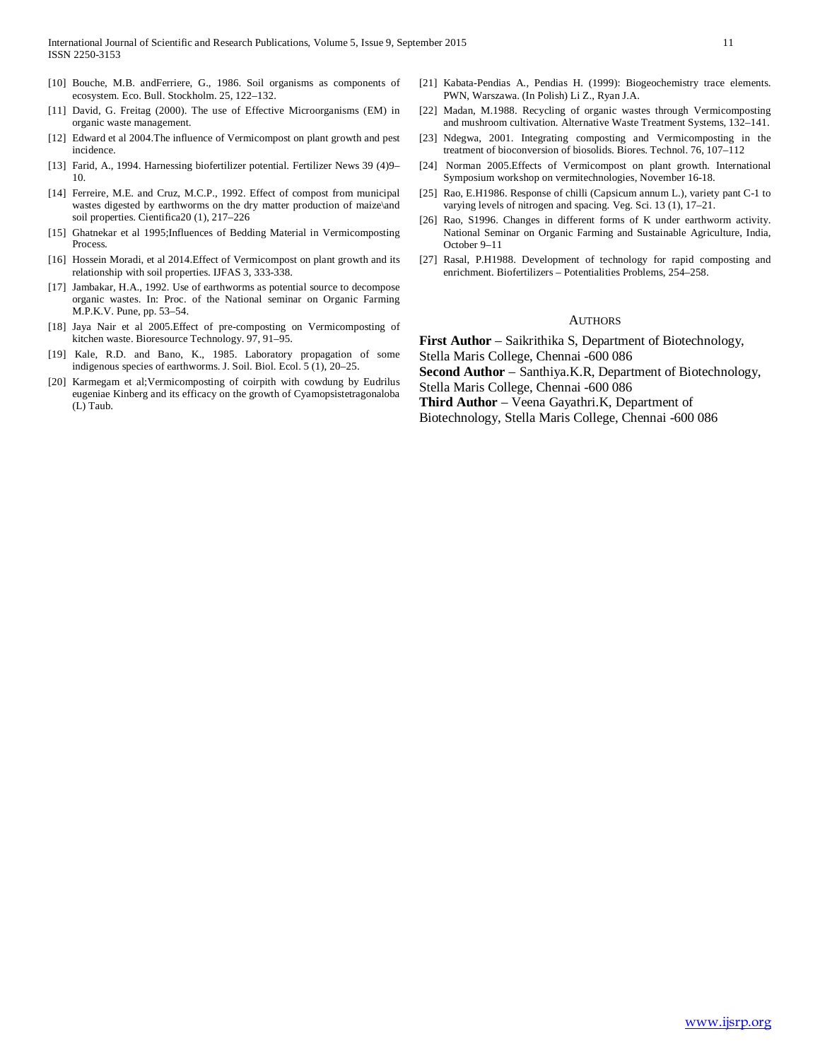[10] Bouche, M.B. andFerriere, G., 1986. Soil organisms as components of ecosystem. Eco. Bull. Stockholm. 25, 122–132.

[11] David, G. Freitag (2000). The use of Effective Microorganisms (EM) in organic waste management.

[12] Edward et al 2004.The influence of Vermicompost on plant growth and pest incidence.

[13] Farid, A., 1994. Harnessing biofertilizer potential. Fertilizer News 39 (4)9–10.

[14] Ferreire, M.E. and Cruz, M.C.P., 1992. Effect of compost from municipal wastes digested by earthworms on the dry matter production of maize\and soil properties. Cientifica20 (1), 217–226

[15] Ghatnekar et al 1995;Influences of Bedding Material in Vermicomposting Process.

[16] Hossein Moradi, et al 2014.Effect of Vermicompost on plant growth and its relationship with soil properties. IJFAS 3, 333-338.

[17] Jambakar, H.A., 1992. Use of earthworms as potential source to decompose organic wastes. In: Proc. of the National seminar on Organic Farming M.P.K.V. Pune, pp. 53–54.

[18] Jaya Nair et al 2005.Effect of pre-composting on Vermicomposting of kitchen waste. Bioresource Technology. 97, 91–95.

[19] Kale, R.D. and Bano, K., 1985. Laboratory propagation of some indigenous species of earthworms. J. Soil. Biol. Ecol. 5 (1), 20–25.

[20] Karmegam et al;Vermicomposting of coirpith with cowdung by Eudrilus eugeniae Kinberg and its efficacy on the growth of Cyamopsistetragonaloba (L) Taub.

[21] Kabata-Pendias A., Pendias H. (1999): Biogeochemistry trace elements. PWN, Warszawa. (In Polish) Li Z., Ryan J.A.

[22] Madan, M.1988. Recycling of organic wastes through Vermicomposting and mushroom cultivation. Alternative Waste Treatment Systems, 132–141.

[23] Ndegwa, 2001. Integrating composting and Vermicomposting in the treatment of bioconversion of biosolids. Biores. Technol. 76, 107–112

[24] Norman 2005.Effects of Vermicompost on plant growth. International Symposium workshop on vermitechnologies, November 16-18.

[25] Rao, E.H1986. Response of chilli (Capsicum annum L.), variety pant C-1 to varying levels of nitrogen and spacing. Veg. Sci. 13 (1), 17–21.

[26] Rao, S1996. Changes in different forms of K under earthworm activity. National Seminar on Organic Farming and Sustainable Agriculture, India, October 9–11

[27] Rasal, P.H1988. Development of technology for rapid composting and enrichment. Biofertilizers – Potentialities Problems, 254–258.

## Authors

**First Author** – Saikrithika S, Department of Biotechnology, Stella Maris College, Chennai -600 086

**Second Author** – Santhiya.K.R, Department of Biotechnology, Stella Maris College, Chennai -600 086

**Third Author** – Veena Gayathri.K, Department of Biotechnology, Stella Maris College, Chennai -600 086